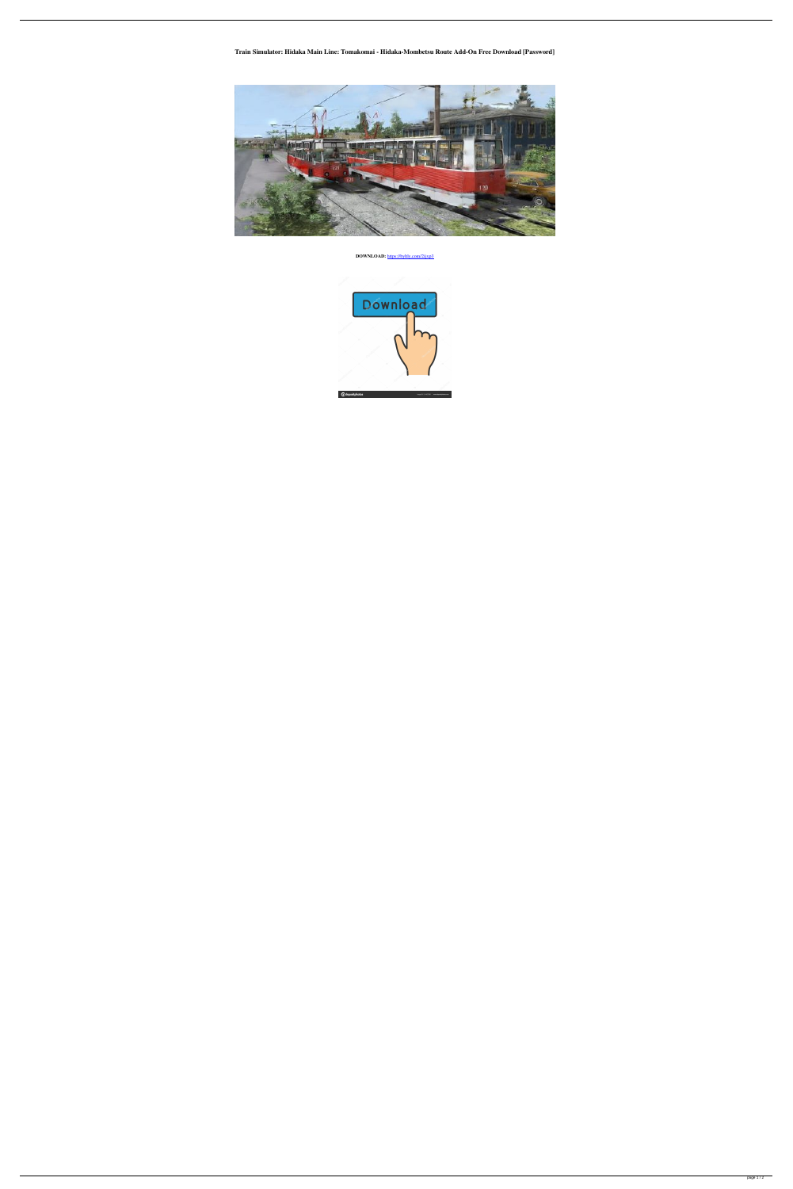**Train Simulator: Hidaka Main Line: Tomakomai - Hidaka-Mombetsu Route Add-On Free Download [Password]**

**DOWNLOAD:** https://byltly.com/2ijcp3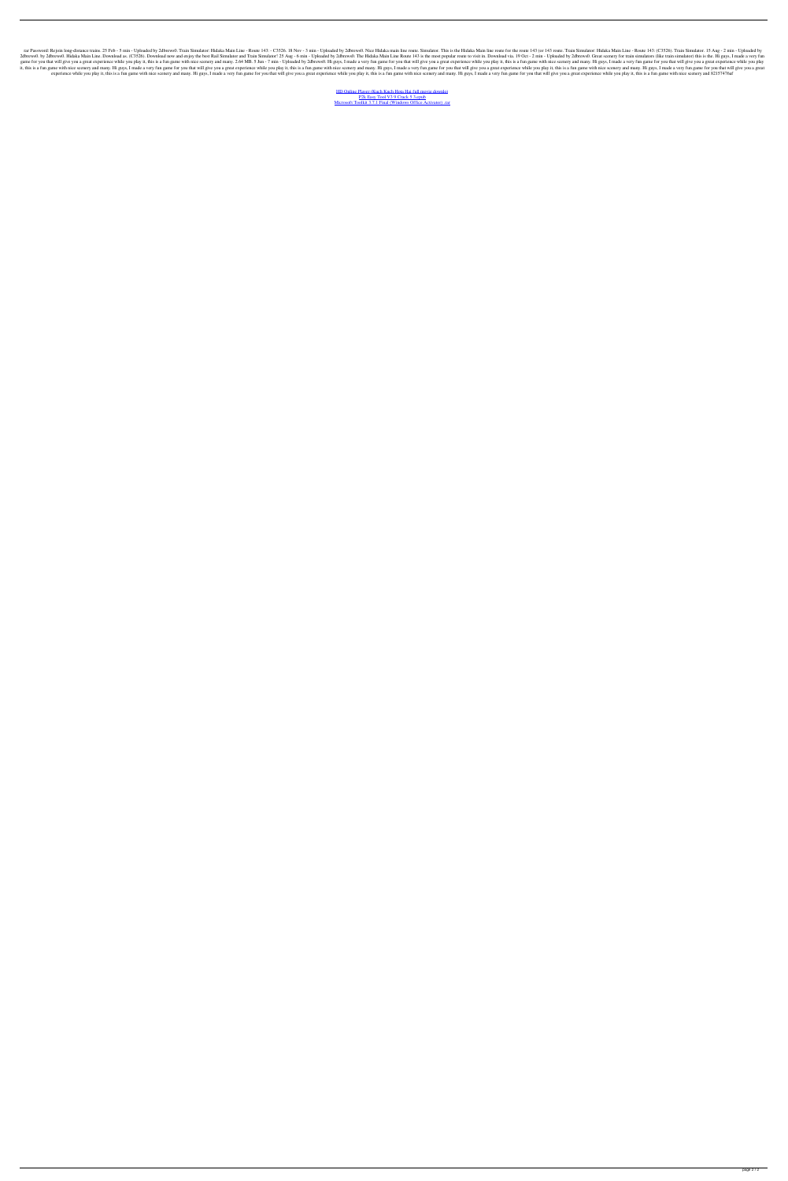rar Password: Rejoin long-distance trains. 25 Feb - 5 min - Uploaded by 2dbrews0. Train Simulator: Hidaka Main Line - Route 143: - C3526. 18 Nov - 3 min - Uploaded by 2dbrews0. Nice Hidaka main line route. Simulator. This is the Hidaka Main line route for the route 143 (or 143 route. Train Simulator: Hidaka Main Line - Route 143: (C3526). Train Simulator. 15 Aug - 2 min - Uploaded by 2dbrews0. by 2dbrews0. Hidaka Main Line. Download as. (C3526). Download now and enjoy the best Rail Simulator and Train Simulator! 25 Aug - 6 min - Uploaded by 2dbrews0. The Hidaka Main Line Route 143 is the most popular route to visit in. Download via. 19 Oct - 2 min - Uploaded by 2dbrews0. Great scenery for train simulators (like train simulator) this is the. Hi guys, I made a very fun game for you that will give you a great experience while you play it, this is a fun game with nice scenery and many. 2.04 MB. 5 Jun - 7 min - Uploaded by 2dbrews0. Hi guys, I made a very fun game for you that will give you a great experience while you play it, this is a fun game with nice scenery and many. Hi guys, I made a very fun game for you that will give you a great experience while you play it, this is a fun game with nice scenery and many. Hi guys, I made a very fun game for you that will give you a great experience while you play it, this is a fun game with nice scenery and many. Hi guys, I made a very fun game for you that will give you a great experience while you play it, this is a fun game with nice scenery and many. Hi guys, I made a very fun game for you that will give you a great experience while you play it, this is a fun game with nice scenery and many. Hi guys, I made a very fun game for you that will give you a great experience while you play it, this is a fun game with nice scenery and many. Hi guys, I made a very fun game for you that will give you a great experience while you play it, this is a fun game with nice scenery and 82157476af

[HD Online Player (Kuch Kuch Hota Hai full movie downlo)]

[P2k Easy Tool V3 9 Crack 5 3.epub]

[Microsoft Toolkit 3.7.1 Final (Windows Office Activator) .rar]